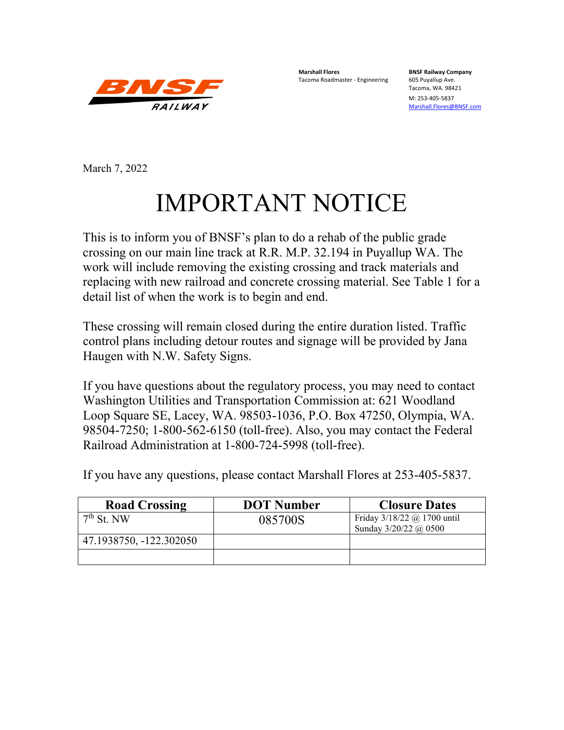BNSF RAILWAY

**Marshall Flores**
Tacoma Roadmaster - Engineering

**BNSF Railway Company**
605 Puyallup Ave.
Tacoma, WA. 98421
M: 253-405-5837
Marshall.Flores@BNSF.com

March 7, 2022

# IMPORTANT NOTICE

This is to inform you of BNSF's plan to do a rehab of the public grade crossing on our main line track at R.R. M.P. 32.194 in Puyallup WA. The work will include removing the existing crossing and track materials and replacing with new railroad and concrete crossing material. See Table 1 for a detail list of when the work is to begin and end.

These crossing will remain closed during the entire duration listed. Traffic control plans including detour routes and signage will be provided by Jana Haugen with N.W. Safety Signs.

If you have questions about the regulatory process, you may need to contact Washington Utilities and Transportation Commission at: 621 Woodland Loop Square SE, Lacey, WA. 98503-1036, P.O. Box 47250, Olympia, WA. 98504-7250; 1-800-562-6150 (toll-free). Also, you may contact the Federal Railroad Administration at 1-800-724-5998 (toll-free).

If you have any questions, please contact Marshall Flores at 253-405-5837.

| Road Crossing | DOT Number | Closure Dates |
|---|---|---|
| 7th St. NW | 085700S | Friday 3/18/22 @ 1700 until Sunday 3/20/22 @ 0500 |
| 47.1938750, -122.302050 | | |
| | | |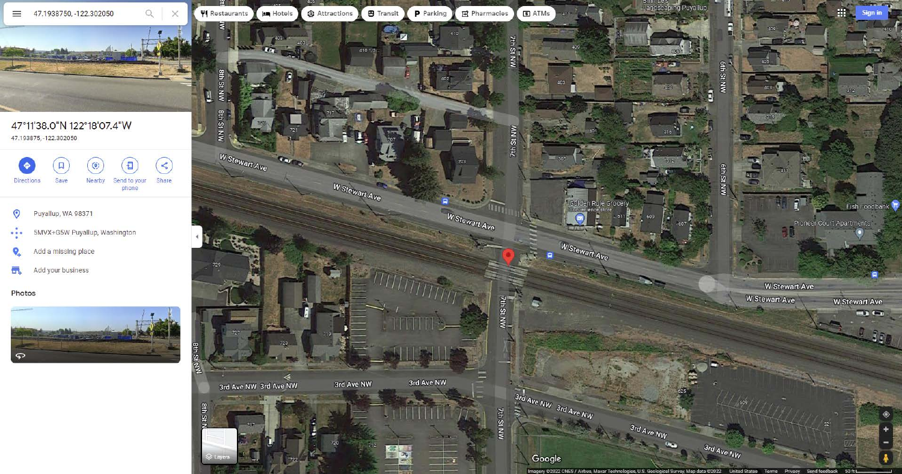47.1938750, -122.302050

47°11'38.0"N 122°18'07.4"W

47.193875, -122.302050

Directions | Save | Nearby | Send to your phone | Share

Puyallup, WA 98371

5MVX+G5W Puyallup, Washington

Add a missing place

Add your business

Photos

Restaurants | Hotels | Attractions | Transit | Parking | Pharmacies | ATMs

Sign in

W Stewart Ave

7th St NW

8th St NW

6th St NW

3rd Ave NW

Golden Rule Grocery
Convenience store

Fish Foodbank

Pioneer Court Apartments

Layers

Google

Imagery ©2022 CNES / Airbus, Maxar Technologies, U.S. Geological Survey, Map data ©2022 United States Terms Privacy Send feedback 50 ft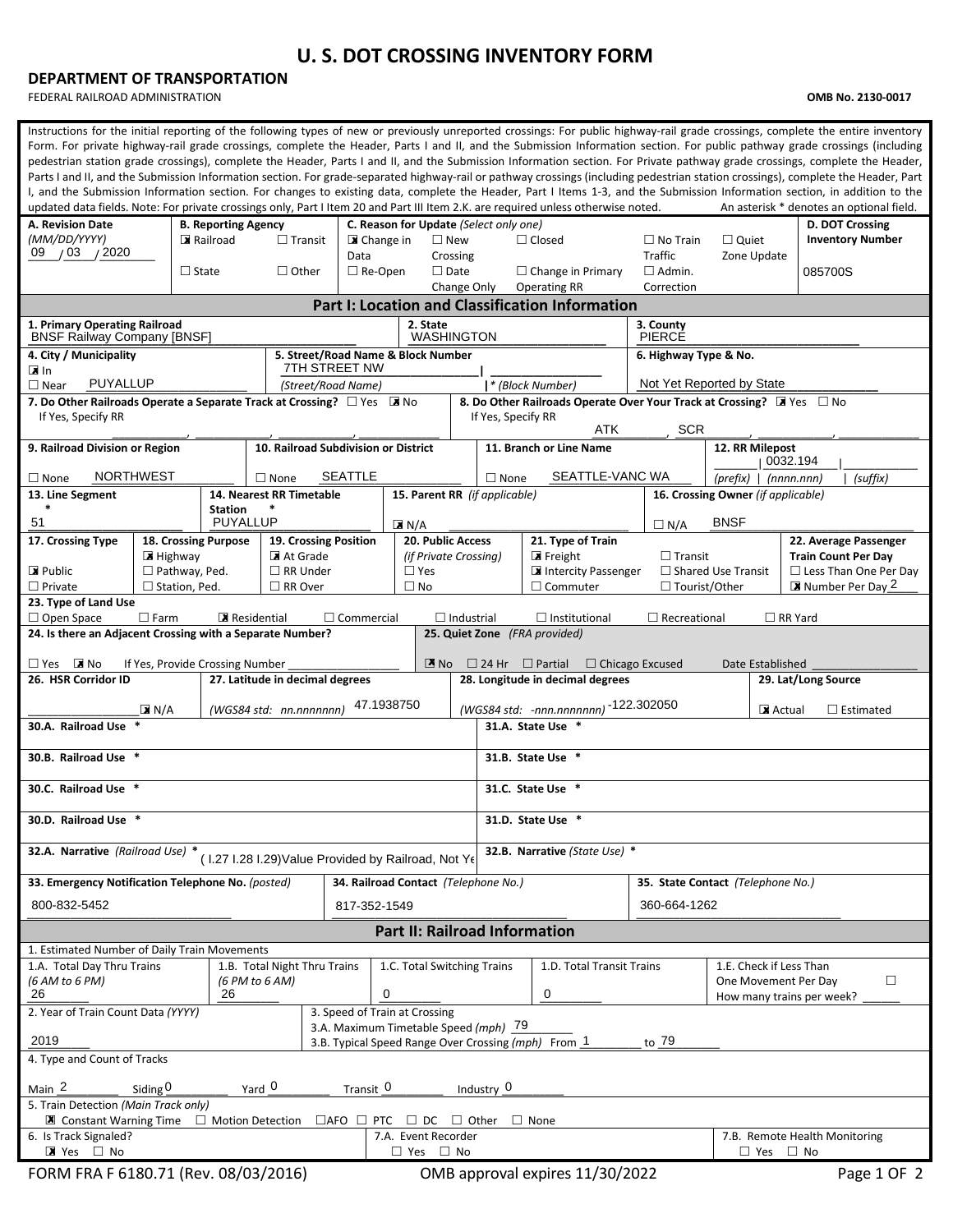# U. S. DOT CROSSING INVENTORY FORM

**DEPARTMENT OF TRANSPORTATION**

FEDERAL RAILROAD ADMINISTRATION

**OMB No. 2130-0017**

Instructions for the initial reporting of the following types of new or previously unreported crossings: For public highway-rail grade crossings, complete the entire inventory Form. For private highway-rail grade crossings, complete the Header, Parts I and II, and the Submission Information section. For public pathway grade crossings (including pedestrian station grade crossings), complete the Header, Parts I and II, and the Submission Information section. For Private pathway grade crossings, complete the Header, Parts I and II, and the Submission Information section. For grade-separated highway-rail or pathway crossings (including pedestrian station crossings), complete the Header, Part I, and the Submission Information section. For changes to existing data, complete the Header, Part I Items 1-3, and the Submission Information section, in addition to the updated data fields. Note: For private crossings only, Part I Item 20 and Part III Item 2.K. are required unless otherwise noted. An asterisk * denotes an optional field.

| A. Revision Date (MM/DD/YYYY) | B. Reporting Agency | C. Reason for Update (Select only one) | D. DOT Crossing Inventory Number |
|---|---|---|---|
| 09 / 03 / 2020 | ☒ Railroad ☐ Transit ☐ State ☐ Other | ☒ Change in Data ☐ New Crossing ☐ Closed ☐ No Train Traffic ☐ Quiet Zone Update ☐ Re-Open ☐ Date Change Only ☐ Change in Primary Operating RR ☐ Admin. Correction | 085700S |

## Part I: Location and Classification Information

**1. Primary Operating Railroad:** BNSF Railway Company [BNSF]

**2. State:** WASHINGTON

**3. County:** PIERCE

**4. City / Municipality:** ☒ In ☐ Near PUYALLUP

**5. Street/Road Name & Block Number:** 7TH STREET NW (Street/Road Name) | * (Block Number)

**6. Highway Type & No.:** Not Yet Reported by State

**7. Do Other Railroads Operate a Separate Track at Crossing?** ☐ Yes ☒ No — If Yes, Specify RR

**8. Do Other Railroads Operate Over Your Track at Crossing?** ☒ Yes ☐ No — If Yes, Specify RR: ATK, SCR

**9. Railroad Division or Region:** ☐ None NORTHWEST

**10. Railroad Subdivision or District:** ☐ None SEATTLE

**11. Branch or Line Name:** ☐ None SEATTLE-VANC WA

**12. RR Milepost:** (prefix) | 0032.194 (nnnn.nnn) | (suffix)

**13. Line Segment *:** 51

**14. Nearest RR Timetable Station *:** PUYALLUP

**15. Parent RR (if applicable):** ☒ N/A

**16. Crossing Owner (if applicable):** ☐ N/A BNSF

**17. Crossing Type:** ☒ Public ☐ Private

**18. Crossing Purpose:** ☒ Highway ☐ Pathway, Ped. ☐ Station, Ped.

**19. Crossing Position:** ☒ At Grade ☐ RR Under ☐ RR Over

**20. Public Access (if Private Crossing):** ☐ Yes ☐ No

**21. Type of Train:** ☒ Freight ☐ Transit ☒ Intercity Passenger ☐ Shared Use Transit ☐ Commuter ☐ Tourist/Other

**22. Average Passenger Train Count Per Day:** ☐ Less Than One Per Day ☒ Number Per Day 2

**23. Type of Land Use:** ☐ Open Space ☐ Farm ☒ Residential ☐ Commercial ☐ Industrial ☐ Institutional ☐ Recreational ☐ RR Yard

**24. Is there an Adjacent Crossing with a Separate Number?** ☐ Yes ☒ No — If Yes, Provide Crossing Number

**25. Quiet Zone (FRA provided):** ☒ No ☐ 24 Hr ☐ Partial ☐ Chicago Excused — Date Established

**26. HSR Corridor ID:** ☒ N/A

**27. Latitude in decimal degrees (WGS84 std: nn.nnnnnnn):** 47.1938750

**28. Longitude in decimal degrees (WGS84 std: -nnn.nnnnnnn):** -122.302050

**29. Lat/Long Source:** ☒ Actual ☐ Estimated

**30.A. Railroad Use *** | **31.A. State Use ***

**30.B. Railroad Use *** | **31.B. State Use ***

**30.C. Railroad Use *** | **31.C. State Use ***

**30.D. Railroad Use *** | **31.D. State Use ***

**32.A. Narrative (Railroad Use) *:** ( I.27 I.28 I.29)Value Provided by Railroad, Not Ye

**32.B. Narrative (State Use) ***

**33. Emergency Notification Telephone No. (posted):** 800-832-5452

**34. Railroad Contact (Telephone No.):** 817-352-1549

**35. State Contact (Telephone No.):** 360-664-1262

## Part II: Railroad Information

**1. Estimated Number of Daily Train Movements**

| 1.A. Total Day Thru Trains (6 AM to 6 PM) | 1.B. Total Night Thru Trains (6 PM to 6 AM) | 1.C. Total Switching Trains | 1.D. Total Transit Trains | 1.E. Check if Less Than One Movement Per Day ☐ How many trains per week? |
|---|---|---|---|---|
| 26 | 26 | 0 | 0 | |

**2. Year of Train Count Data (YYYY):** 2019

**3. Speed of Train at Crossing**

3.A. Maximum Timetable Speed (mph) 79

3.B. Typical Speed Range Over Crossing (mph) From 1 to 79

**4. Type and Count of Tracks**

Main 2 Siding 0 Yard 0 Transit 0 Industry 0

**5. Train Detection (Main Track only)**

☒ Constant Warning Time ☐ Motion Detection ☐ AFO ☐ PTC ☐ DC ☐ Other ☐ None

**6. Is Track Signaled?** ☒ Yes ☐ No

**7.A. Event Recorder** ☐ Yes ☐ No

**7.B. Remote Health Monitoring** ☐ Yes ☐ No

FORM FRA F 6180.71 (Rev. 08/03/2016) OMB approval expires 11/30/2022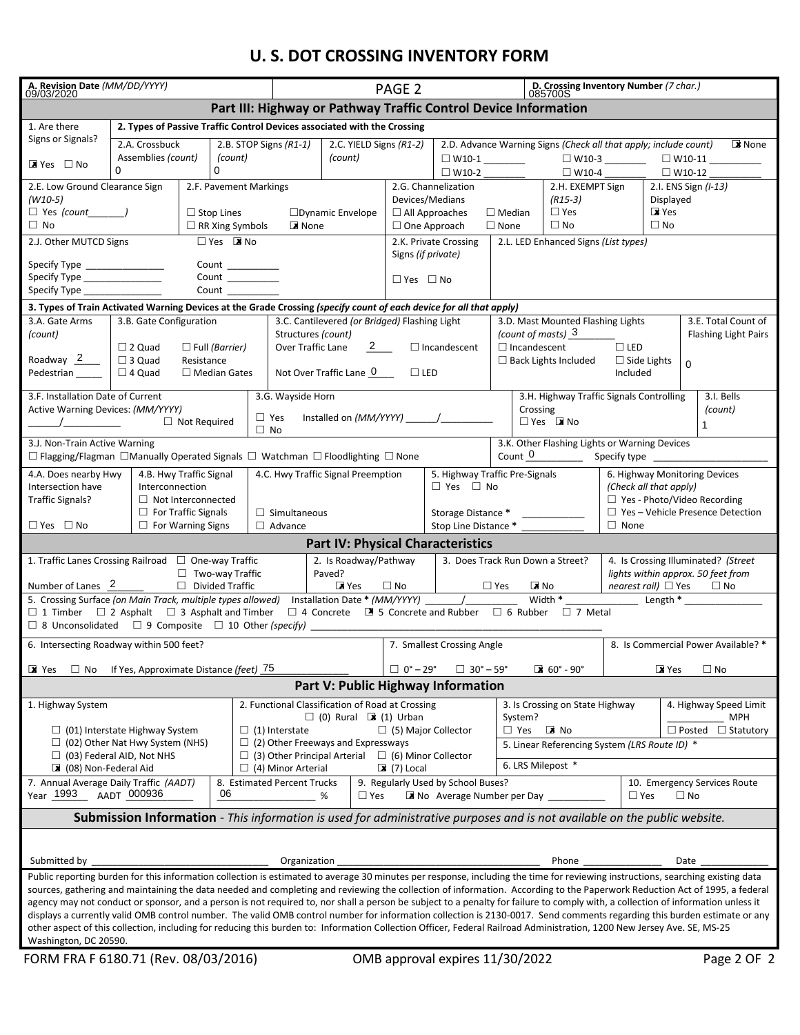# U. S. DOT CROSSING INVENTORY FORM

| A. Revision Date *(MM/DD/YYYY)* 09/03/2020 | PAGE 2 | D. Crossing Inventory Number *(7 char.)* 085700S |
|---|---|---|

## Part III: Highway or Pathway Traffic Control Device Information

**1. Are there Signs or Signals?** ☒ Yes ☐ No

**2. Types of Passive Traffic Control Devices associated with the Crossing**

- 2.A. Crossbuck Assemblies *(count)*: 0
- 2.B. STOP Signs (R1-1) *(count)*: 0
- 2.C. YIELD Signs (R1-2) *(count)*:
- 2.D. Advance Warning Signs *(Check all that apply; include count)* ☒ None — ☐ W10-1 ____ ☐ W10-2 ____ ☐ W10-3 ____ ☐ W10-4 ____ ☐ W10-11 ____ ☐ W10-12 ____
- 2.E. Low Ground Clearance Sign (W10-5) ☐ Yes *(count____)* ☐ No
- 2.F. Pavement Markings ☐ Stop Lines ☐ RR Xing Symbols ☐ Dynamic Envelope ☒ None
- 2.G. Channelization Devices/Medians ☐ All Approaches ☐ One Approach ☐ Median ☐ None
- 2.H. EXEMPT Sign (R15-3) ☐ Yes ☐ No
- 2.I. ENS Sign (I-13) Displayed ☒ Yes ☐ No
- 2.J. Other MUTCD Signs ☐ Yes ☒ No — Specify Type ____ Count ____ (×3)
- 2.K. Private Crossing Signs *(if private)* ☐ Yes ☐ No
- 2.L. LED Enhanced Signs *(List types)*

**3. Types of Train Activated Warning Devices at the Grade Crossing** *(specify count of each device for all that apply)*

- 3.A. Gate Arms *(count)*: Roadway 2 Pedestrian ____
- 3.B. Gate Configuration ☐ 2 Quad ☐ 3 Quad ☐ 4 Quad ☐ Full *(Barrier)* Resistance ☐ Median Gates
- 3.C. Cantilevered *(or Bridged)* Flashing Light Structures *(count)*: Over Traffic Lane 2 Not Over Traffic Lane 0 ☐ Incandescent ☐ LED
- 3.D. Mast Mounted Flashing Lights *(count of masts)* 3 ☐ Incandescent ☐ LED ☐ Back Lights Included ☐ Side Lights Included
- 3.E. Total Count of Flashing Light Pairs: 0
- 3.F. Installation Date of Current Active Warning Devices: *(MM/YYYY)* ____/____ ☐ Not Required
- 3.G. Wayside Horn ☐ Yes Installed on *(MM/YYYY)* ____/____ ☐ No
- 3.H. Highway Traffic Signals Controlling Crossing ☐ Yes ☒ No
- 3.I. Bells *(count)*: 1
- 3.J. Non-Train Active Warning ☐ Flagging/Flagman ☐ Manually Operated Signals ☐ Watchman ☐ Floodlighting ☐ None
- 3.K. Other Flashing Lights or Warning Devices Count 0 Specify type ____

- 4.A. Does nearby Hwy Intersection have Traffic Signals? ☐ Yes ☐ No
- 4.B. Hwy Traffic Signal Interconnection ☐ Not Interconnected ☐ For Traffic Signals ☐ For Warning Signs
- 4.C. Hwy Traffic Signal Preemption ☐ Simultaneous ☐ Advance
- 5. Highway Traffic Pre-Signals ☐ Yes ☐ No — Storage Distance * ____ Stop Line Distance * ____
- 6. Highway Monitoring Devices *(Check all that apply)* ☐ Yes - Photo/Video Recording ☐ Yes – Vehicle Presence Detection ☐ None

## Part IV: Physical Characteristics

- 1. Traffic Lanes Crossing Railroad ☐ One-way Traffic ☐ Two-way Traffic ☐ Divided Traffic — Number of Lanes 2
- 2. Is Roadway/Pathway Paved? ☒ Yes ☐ No
- 3. Does Track Run Down a Street? ☐ Yes ☒ No
- 4. Is Crossing Illuminated? *(Street lights within approx. 50 feet from nearest rail)* ☐ Yes ☐ No
- 5. Crossing Surface *(on Main Track, multiple types allowed)* Installation Date * *(MM/YYYY)* ____/____ Width * ____ Length * ____
  ☐ 1 Timber ☐ 2 Asphalt ☐ 3 Asphalt and Timber ☐ 4 Concrete ☒ 5 Concrete and Rubber ☐ 6 Rubber ☐ 7 Metal ☐ 8 Unconsolidated ☐ 9 Composite ☐ 10 Other *(specify)* ____
- 6. Intersecting Roadway within 500 feet? ☒ Yes ☐ No If Yes, Approximate Distance *(feet)* 75
- 7. Smallest Crossing Angle ☐ 0° – 29° ☐ 30° – 59° ☒ 60° - 90°
- 8. Is Commercial Power Available? * ☒ Yes ☐ No

## Part V: Public Highway Information

- 1. Highway System ☐ (01) Interstate Highway System ☐ (02) Other Nat Hwy System (NHS) ☐ (03) Federal AID, Not NHS ☒ (08) Non-Federal Aid
- 2. Functional Classification of Road at Crossing ☐ (0) Rural ☒ (1) Urban — ☐ (1) Interstate ☐ (2) Other Freeways and Expressways ☐ (3) Other Principal Arterial ☐ (4) Minor Arterial ☐ (5) Major Collector ☐ (6) Minor Collector ☒ (7) Local
- 3. Is Crossing on State Highway System? ☐ Yes ☒ No
- 4. Highway Speed Limit ____ MPH ☐ Posted ☐ Statutory
- 5. Linear Referencing System *(LRS Route ID)* *
- 6. LRS Milepost *
- 7. Annual Average Daily Traffic *(AADT)* Year 1993 AADT 000936
- 8. Estimated Percent Trucks 06 %
- 9. Regularly Used by School Buses? ☐ Yes ☒ No Average Number per Day ____
- 10. Emergency Services Route ☐ Yes ☐ No

**Submission Information** - *This information is used for administrative purposes and is not available on the public website.*

Submitted by ____ Organization ____ Phone ____ Date ____

Public reporting burden for this information collection is estimated to average 30 minutes per response, including the time for reviewing instructions, searching existing data sources, gathering and maintaining the data needed and completing and reviewing the collection of information. According to the Paperwork Reduction Act of 1995, a federal agency may not conduct or sponsor, and a person is not required to, nor shall a person be subject to a penalty for failure to comply with, a collection of information unless it displays a currently valid OMB control number. The valid OMB control number for information collection is 2130-0017. Send comments regarding this burden estimate or any other aspect of this collection, including for reducing this burden to: Information Collection Officer, Federal Railroad Administration, 1200 New Jersey Ave. SE, MS-25 Washington, DC 20590.

FORM FRA F 6180.71 (Rev. 08/03/2016) OMB approval expires 11/30/2022